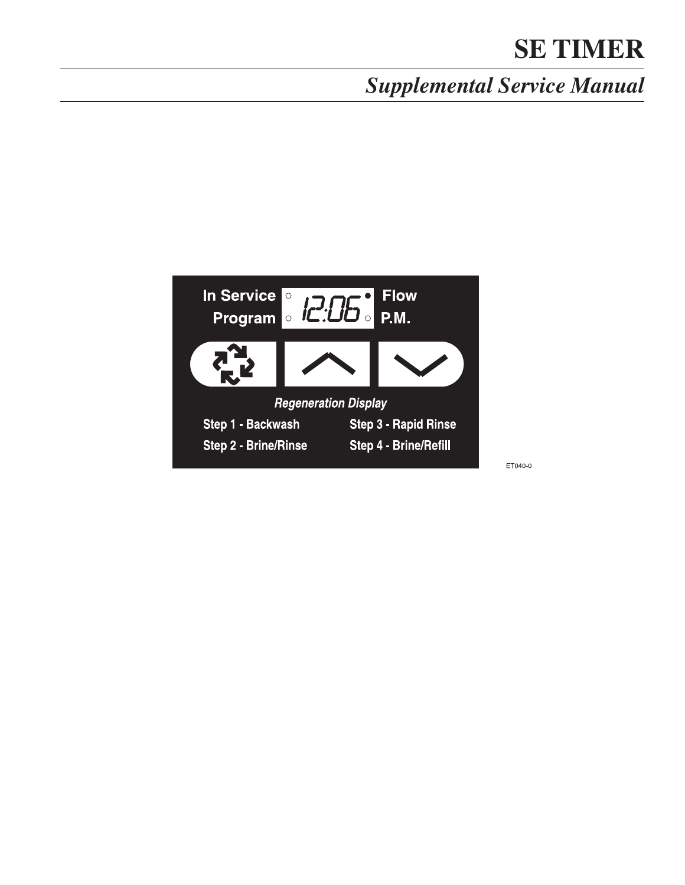# SE TIMER

## *Supplemental Service Manual*

In Service ○ 12:06 ● Flow

Program ○ ○ P.M.

***Regeneration Display***

**Step 1 - Backwash**

**Step 2 - Brine/Rinse**

**Step 3 - Rapid Rinse**

**Step 4 - Brine/Refill**

ET040-0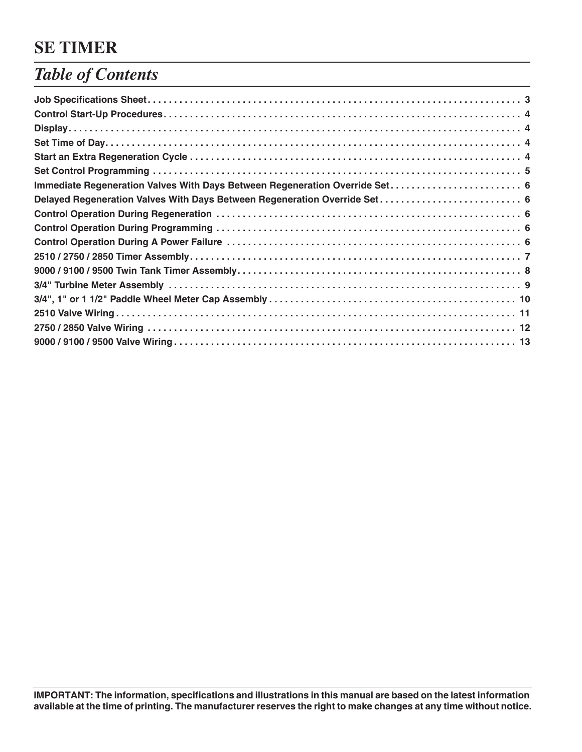# SE TIMER

## *Table of Contents*

| | |
|---|---|
| **Job Specifications Sheet** | **3** |
| **Control Start-Up Procedures** | **4** |
| **Display** | **4** |
| **Set Time of Day** | **4** |
| **Start an Extra Regeneration Cycle** | **4** |
| **Set Control Programming** | **5** |
| **Immediate Regeneration Valves With Days Between Regeneration Override Set** | **6** |
| **Delayed Regeneration Valves With Days Between Regeneration Override Set** | **6** |
| **Control Operation During Regeneration** | **6** |
| **Control Operation During Programming** | **6** |
| **Control Operation During A Power Failure** | **6** |
| **2510 / 2750 / 2850 Timer Assembly** | **7** |
| **9000 / 9100 / 9500 Twin Tank Timer Assembly** | **8** |
| **3/4" Turbine Meter Assembly** | **9** |
| **3/4", 1" or 1 1/2" Paddle Wheel Meter Cap Assembly** | **10** |
| **2510 Valve Wiring** | **11** |
| **2750 / 2850 Valve Wiring** | **12** |
| **9000 / 9100 / 9500 Valve Wiring** | **13** |

**IMPORTANT: The information, specifications and illustrations in this manual are based on the latest information available at the time of printing. The manufacturer reserves the right to make changes at any time without notice.**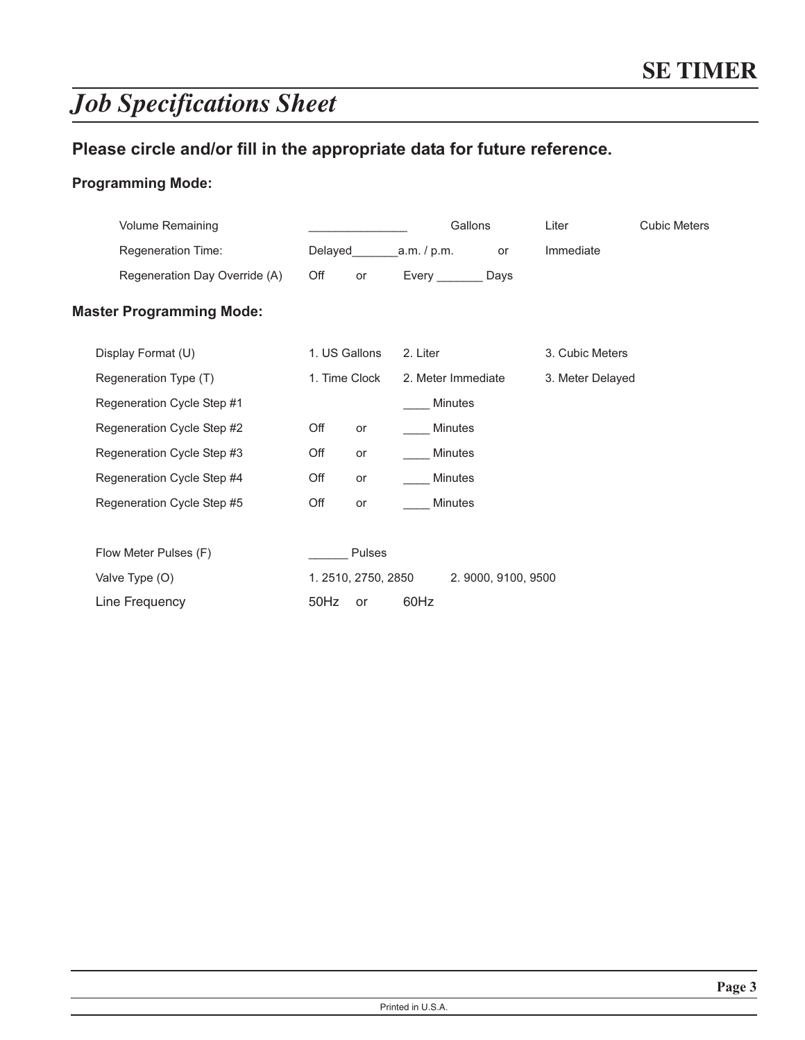# Job Specifications Sheet

**Please circle and/or fill in the appropriate data for future reference.**

**Programming Mode:**

| | | | | |
|---|---|---|---|---|
| Volume Remaining | _______________ | Gallons | Liter | Cubic Meters |
| Regeneration Time: | Delayed_______a.m. / p.m. | or | Immediate | |
| Regeneration Day Override (A) | Off or | Every _______ Days | | |

**Master Programming Mode:**

| | | | |
|---|---|---|---|
| Display Format (U) | 1. US Gallons | 2. Liter | 3. Cubic Meters |
| Regeneration Type (T) | 1. Time Clock | 2. Meter Immediate | 3. Meter Delayed |
| Regeneration Cycle Step #1 | | ____ Minutes | |
| Regeneration Cycle Step #2 | Off or | ____ Minutes | |
| Regeneration Cycle Step #3 | Off or | ____ Minutes | |
| Regeneration Cycle Step #4 | Off or | ____ Minutes | |
| Regeneration Cycle Step #5 | Off or | ____ Minutes | |
| Flow Meter Pulses (F) | ______ Pulses | | |
| Valve Type (O) | 1. 2510, 2750, 2850 | 2. 9000, 9100, 9500 | |
| Line Frequency | 50Hz or | 60Hz | |

Printed in U.S.A.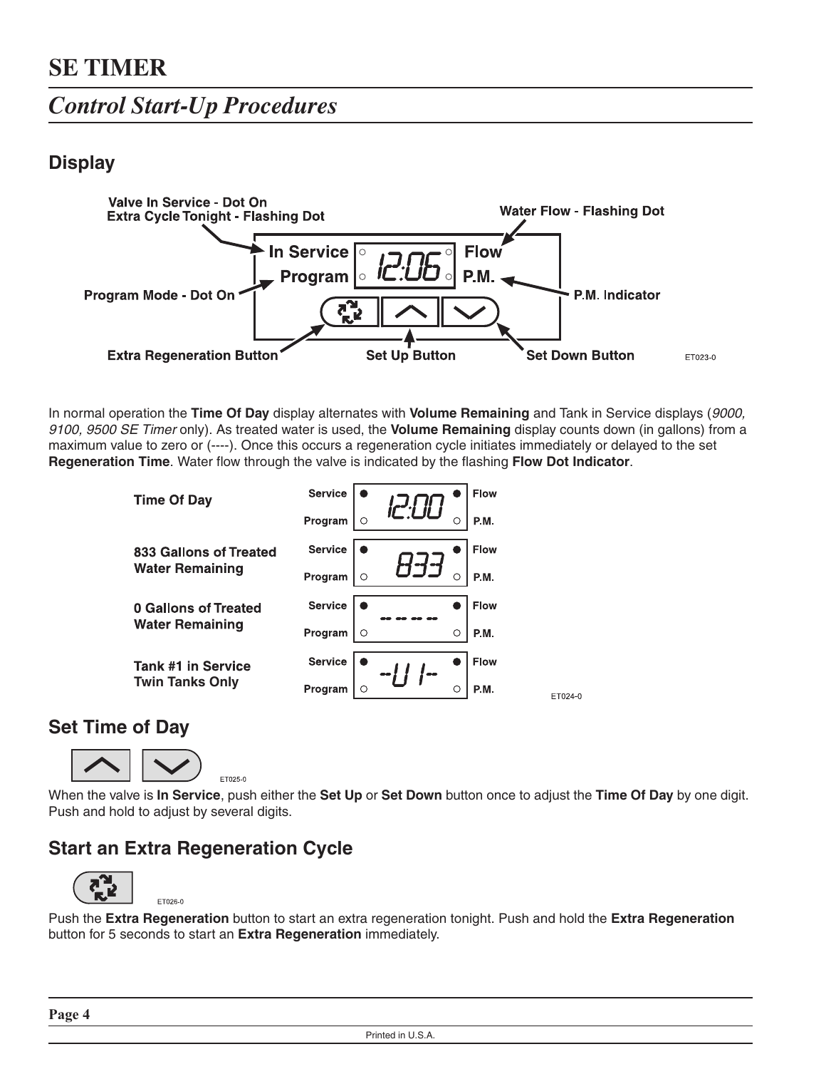# SE TIMER

## *Control Start-Up Procedures*

### Display

In normal operation the **Time Of Day** display alternates with **Volume Remaining** and Tank in Service displays (*9000, 9100, 9500 SE Timer* only). As treated water is used, the **Volume Remaining** display counts down (in gallons) from a maximum value to zero or (----). Once this occurs a regeneration cycle initiates immediately or delayed to the set **Regeneration Time**. Water flow through the valve is indicated by the flashing **Flow Dot Indicator**.

### Set Time of Day

When the valve is **In Service**, push either the **Set Up** or **Set Down** button once to adjust the **Time Of Day** by one digit. Push and hold to adjust by several digits.

### Start an Extra Regeneration Cycle

Push the **Extra Regeneration** button to start an extra regeneration tonight. Push and hold the **Extra Regeneration** button for 5 seconds to start an **Extra Regeneration** immediately.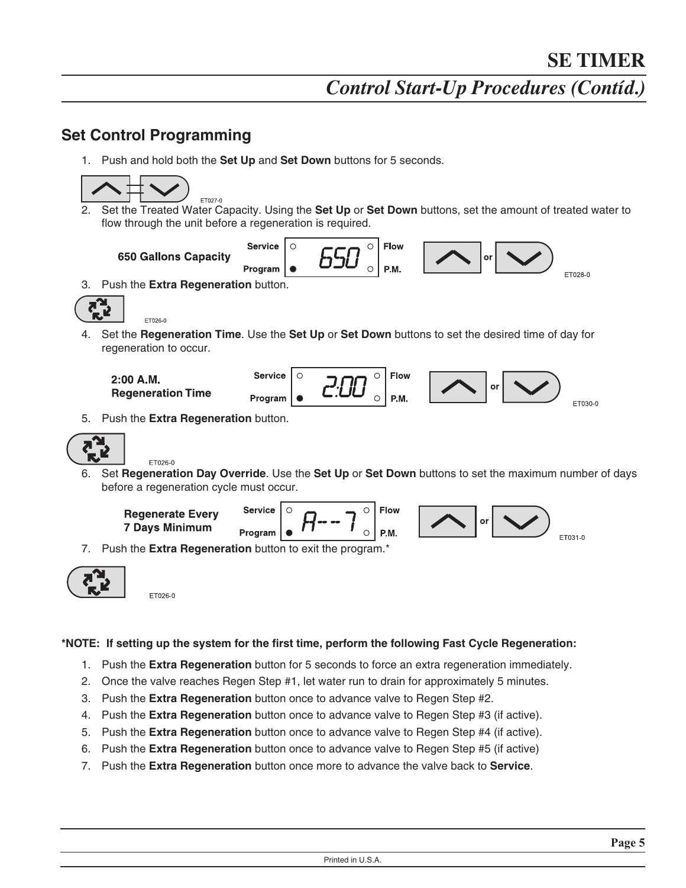## Set Control Programming

1. Push and hold both the **Set Up** and **Set Down** buttons for 5 seconds.

ET027-0

2. Set the Treated Water Capacity. Using the **Set Up** or **Set Down** buttons, set the amount of treated water to flow through the unit before a regeneration is required.

**650 Gallons Capacity**

Service / Program — 650 — Flow / P.M.

or

ET028-0

3. Push the **Extra Regeneration** button.

ET026-0

4. Set the **Regeneration Time**. Use the **Set Up** or **Set Down** buttons to set the desired time of day for regeneration to occur.

**2:00 A.M. Regeneration Time**

Service / Program — 2:00 — Flow / P.M.

or

ET030-0

5. Push the **Extra Regeneration** button.

ET026-0

6. Set **Regeneration Day Override**. Use the **Set Up** or **Set Down** buttons to set the maximum number of days before a regeneration cycle must occur.

**Regenerate Every 7 Days Minimum**

Service / Program — A--7 — Flow / P.M.

or

ET031-0

7. Push the **Extra Regeneration** button to exit the program.*

ET026-0

**\*NOTE: If setting up the system for the first time, perform the following Fast Cycle Regeneration:**

1. Push the **Extra Regeneration** button for 5 seconds to force an extra regeneration immediately.
2. Once the valve reaches Regen Step #1, let water run to drain for approximately 5 minutes.
3. Push the **Extra Regeneration** button once to advance valve to Regen Step #2.
4. Push the **Extra Regeneration** button once to advance valve to Regen Step #3 (if active).
5. Push the **Extra Regeneration** button once to advance valve to Regen Step #4 (if active).
6. Push the **Extra Regeneration** button once to advance valve to Regen Step #5 (if active)
7. Push the **Extra Regeneration** button once more to advance the valve back to **Service**.

Printed in U.S.A.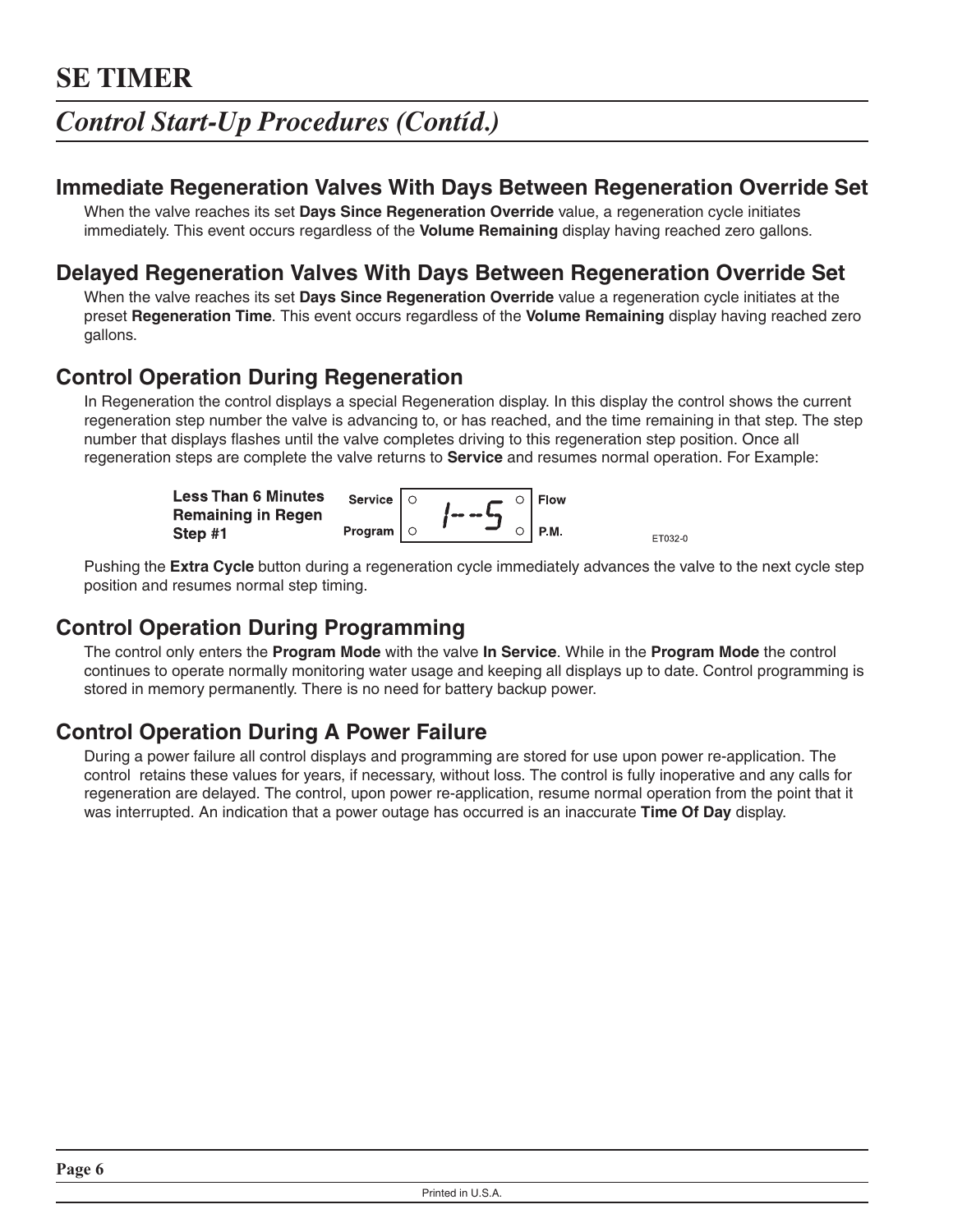# SE TIMER

## *Control Start-Up Procedures (Contíd.)*

### Immediate Regeneration Valves With Days Between Regeneration Override Set

When the valve reaches its set **Days Since Regeneration Override** value, a regeneration cycle initiates immediately. This event occurs regardless of the **Volume Remaining** display having reached zero gallons.

### Delayed Regeneration Valves With Days Between Regeneration Override Set

When the valve reaches its set **Days Since Regeneration Override** value a regeneration cycle initiates at the preset **Regeneration Time**. This event occurs regardless of the **Volume Remaining** display having reached zero gallons.

### Control Operation During Regeneration

In Regeneration the control displays a special Regeneration display. In this display the control shows the current regeneration step number the valve is advancing to, or has reached, and the time remaining in that step. The step number that displays flashes until the valve completes driving to this regeneration step position. Once all regeneration steps are complete the valve returns to **Service** and resumes normal operation. For Example:

**Less Than 6 Minutes Remaining in Regen Step #1**

| Service | 1--5 | Flow |
|---|---|---|
| Program | | P.M. |

ET032-0

Pushing the **Extra Cycle** button during a regeneration cycle immediately advances the valve to the next cycle step position and resumes normal step timing.

### Control Operation During Programming

The control only enters the **Program Mode** with the valve **In Service**. While in the **Program Mode** the control continues to operate normally monitoring water usage and keeping all displays up to date. Control programming is stored in memory permanently. There is no need for battery backup power.

### Control Operation During A Power Failure

During a power failure all control displays and programming are stored for use upon power re-application. The control retains these values for years, if necessary, without loss. The control is fully inoperative and any calls for regeneration are delayed. The control, upon power re-application, resume normal operation from the point that it was interrupted. An indication that a power outage has occurred is an inaccurate **Time Of Day** display.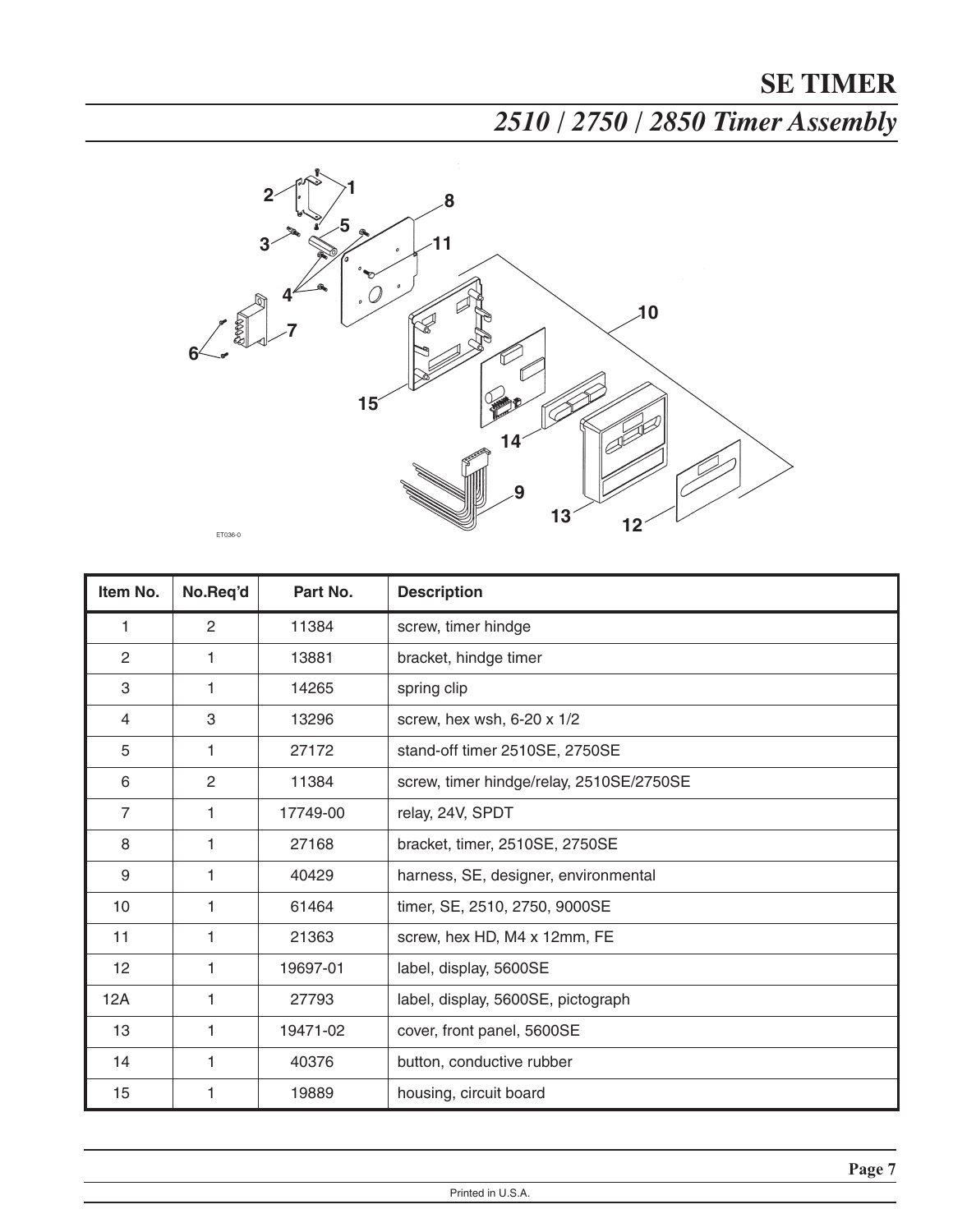# SE TIMER

## *2510 / 2750 / 2850 Timer Assembly*

ET036-0

| Item No. | No.Req'd | Part No. | Description |
|---|---|---|---|
| 1 | 2 | 11384 | screw, timer hindge |
| 2 | 1 | 13881 | bracket, hindge timer |
| 3 | 1 | 14265 | spring clip |
| 4 | 3 | 13296 | screw, hex wsh, 6-20 x 1/2 |
| 5 | 1 | 27172 | stand-off timer 2510SE, 2750SE |
| 6 | 2 | 11384 | screw, timer hindge/relay, 2510SE/2750SE |
| 7 | 1 | 17749-00 | relay, 24V, SPDT |
| 8 | 1 | 27168 | bracket, timer, 2510SE, 2750SE |
| 9 | 1 | 40429 | harness, SE, designer, environmental |
| 10 | 1 | 61464 | timer, SE, 2510, 2750, 9000SE |
| 11 | 1 | 21363 | screw, hex HD, M4 x 12mm, FE |
| 12 | 1 | 19697-01 | label, display, 5600SE |
| 12A | 1 | 27793 | label, display, 5600SE, pictograph |
| 13 | 1 | 19471-02 | cover, front panel, 5600SE |
| 14 | 1 | 40376 | button, conductive rubber |
| 15 | 1 | 19889 | housing, circuit board |

Printed in U.S.A.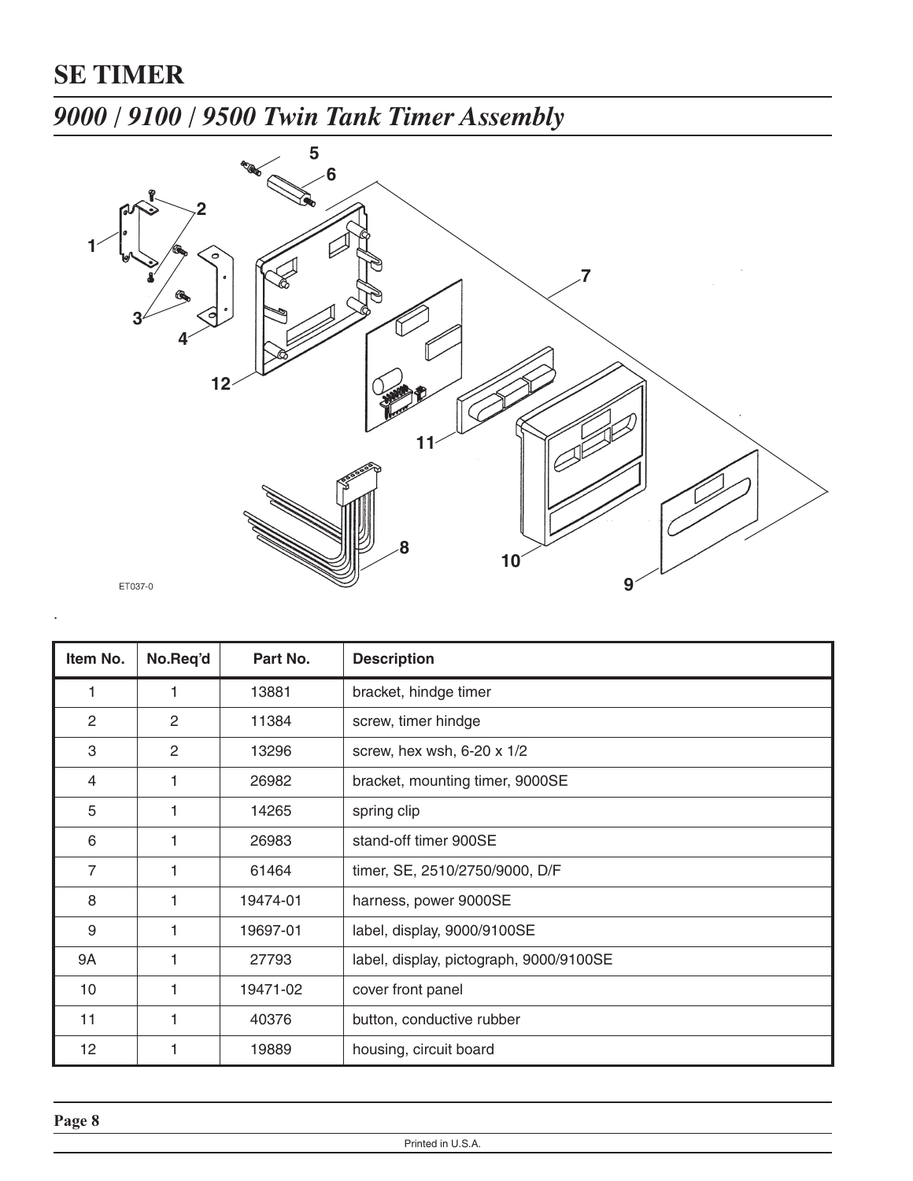# SE TIMER

## *9000 / 9100 / 9500 Twin Tank Timer Assembly*

ET037-0

| Item No. | No.Req'd | Part No. | Description |
|---|---|---|---|
| 1 | 1 | 13881 | bracket, hindge timer |
| 2 | 2 | 11384 | screw, timer hindge |
| 3 | 2 | 13296 | screw, hex wsh, 6-20 x 1/2 |
| 4 | 1 | 26982 | bracket, mounting timer, 9000SE |
| 5 | 1 | 14265 | spring clip |
| 6 | 1 | 26983 | stand-off timer 900SE |
| 7 | 1 | 61464 | timer, SE, 2510/2750/9000, D/F |
| 8 | 1 | 19474-01 | harness, power 9000SE |
| 9 | 1 | 19697-01 | label, display, 9000/9100SE |
| 9A | 1 | 27793 | label, display, pictograph, 9000/9100SE |
| 10 | 1 | 19471-02 | cover front panel |
| 11 | 1 | 40376 | button, conductive rubber |
| 12 | 1 | 19889 | housing, circuit board |

Printed in U.S.A.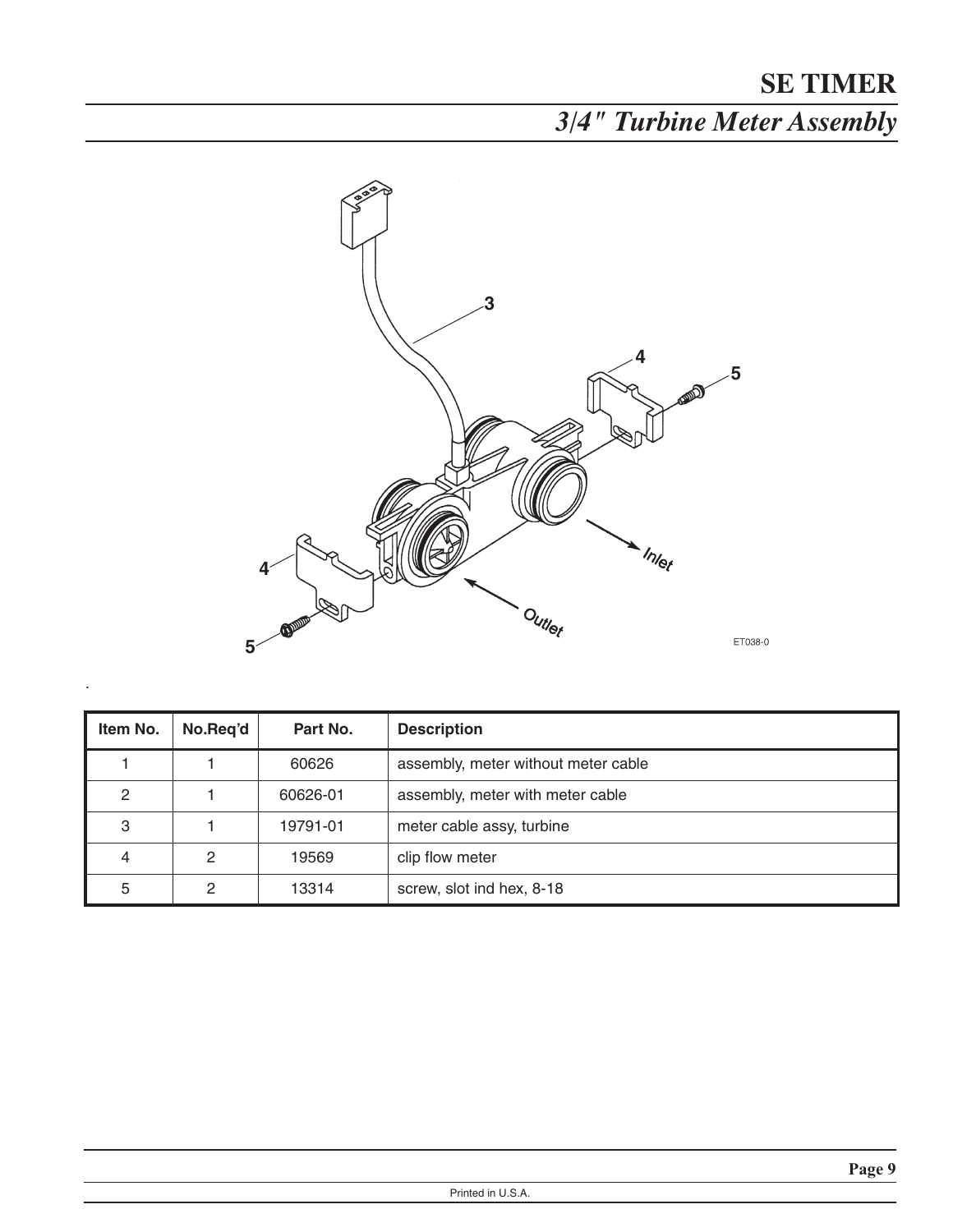# SE TIMER

## *3/4" Turbine Meter Assembly*

| Item No. | No.Req'd | Part No. | Description |
|---|---|---|---|
| 1 | 1 | 60626 | assembly, meter without meter cable |
| 2 | 1 | 60626-01 | assembly, meter with meter cable |
| 3 | 1 | 19791-01 | meter cable assy, turbine |
| 4 | 2 | 19569 | clip flow meter |
| 5 | 2 | 13314 | screw, slot ind hex, 8-18 |

Printed in U.S.A.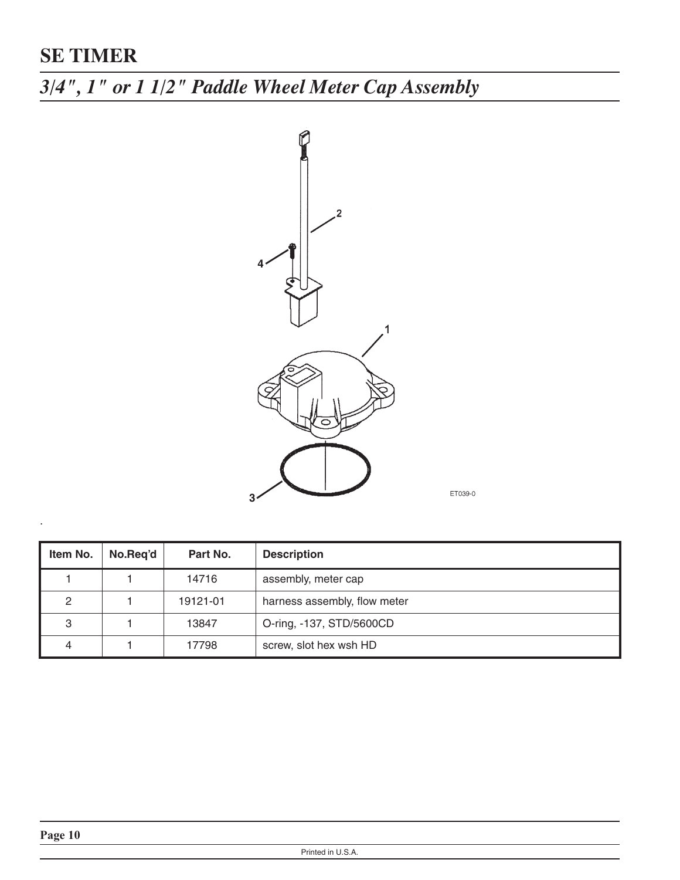# SE TIMER

## *3/4", 1" or 1 1/2" Paddle Wheel Meter Cap Assembly*

| Item No. | No.Req'd | Part No. | Description |
| --- | --- | --- | --- |
| 1 | 1 | 14716 | assembly, meter cap |
| 2 | 1 | 19121-01 | harness assembly, flow meter |
| 3 | 1 | 13847 | O-ring, -137, STD/5600CD |
| 4 | 1 | 17798 | screw, slot hex wsh HD |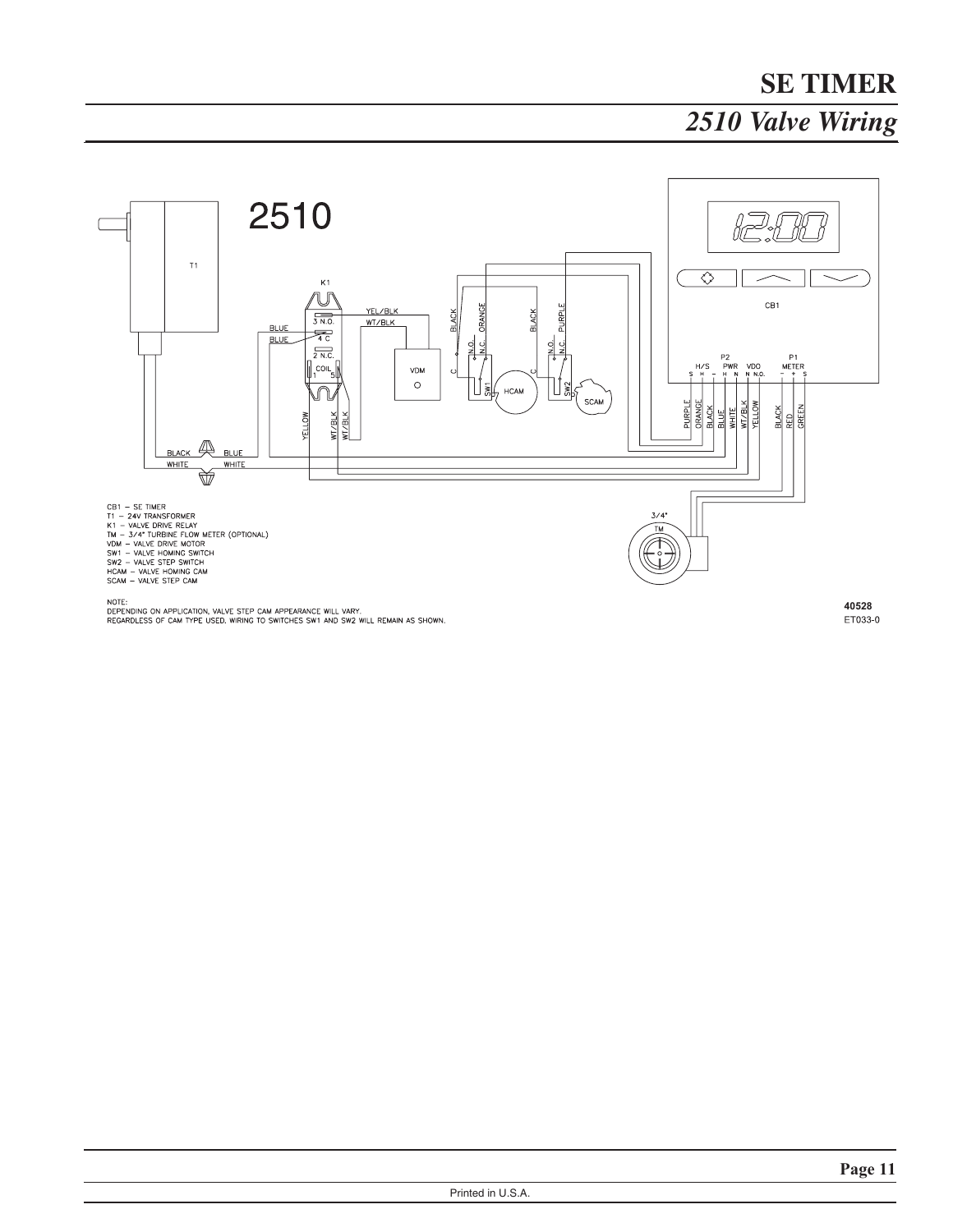# SE TIMER

## *2510 Valve Wiring*

2510

CB1 – SE TIMER
T1 – 24V TRANSFORMER
K1 – VALVE DRIVE RELAY
TM – 3/4" TURBINE FLOW METER (OPTIONAL)
VDM – VALVE DRIVE MOTOR
SW1 – VALVE HOMING SWITCH
SW2 – VALVE STEP SWITCH
HCAM – VALVE HOMING CAM
SCAM – VALVE STEP CAM

NOTE:
DEPENDING ON APPLICATION, VALVE STEP CAM APPEARANCE WILL VARY.
REGARDLESS OF CAM TYPE USED, WIRING TO SWITCHES SW1 AND SW2 WILL REMAIN AS SHOWN.

40528
ET033-0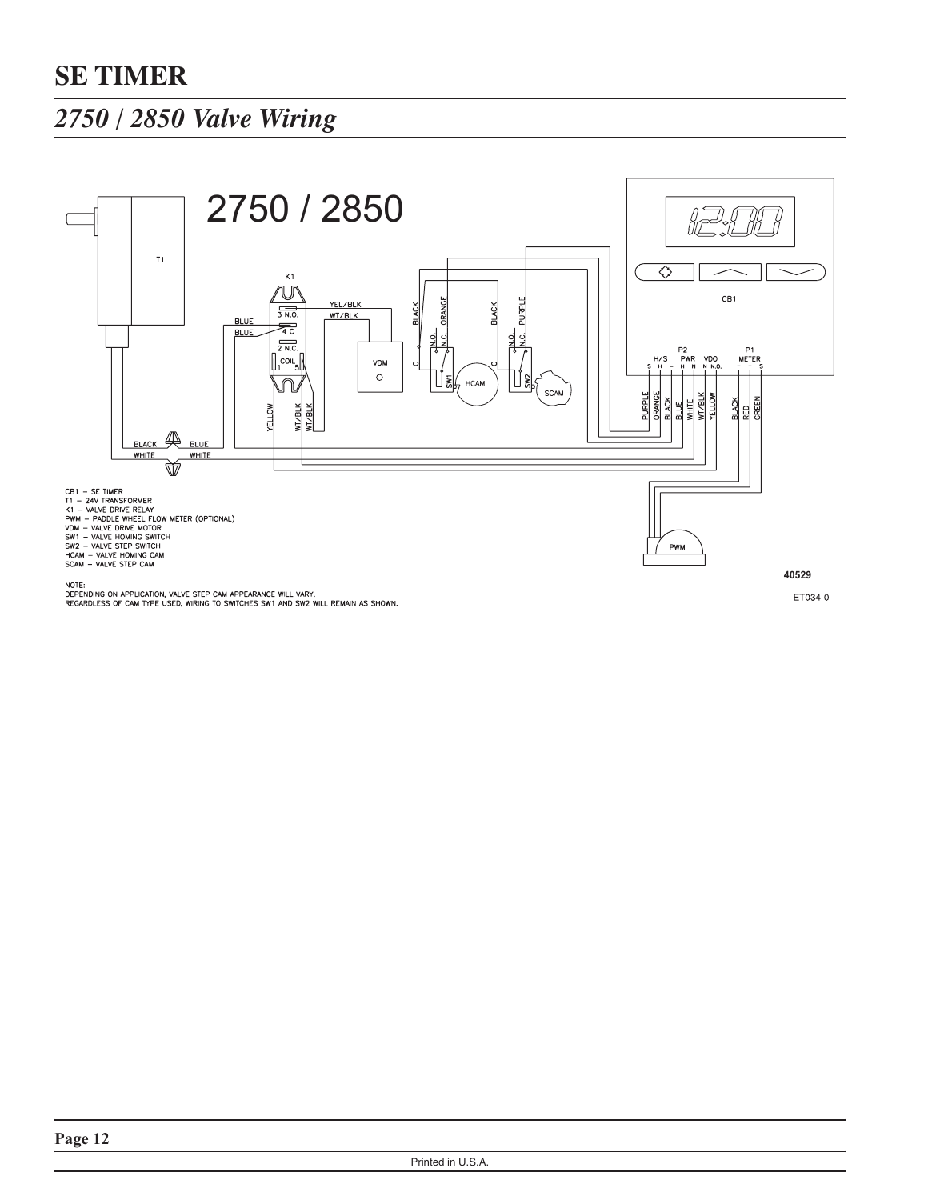# SE TIMER

## *2750 / 2850 Valve Wiring*

2750 / 2850

CB1 – SE TIMER
T1 – 24V TRANSFORMER
K1 – VALVE DRIVE RELAY
PWM – PADDLE WHEEL FLOW METER (OPTIONAL)
VDM – VALVE DRIVE MOTOR
SW1 – VALVE HOMING SWITCH
SW2 – VALVE STEP SWITCH
HCAM – VALVE HOMING CAM
SCAM – VALVE STEP CAM

NOTE:
DEPENDING ON APPLICATION, VALVE STEP CAM APPEARANCE WILL VARY.
REGARDLESS OF CAM TYPE USED, WIRING TO SWITCHES SW1 AND SW2 WILL REMAIN AS SHOWN.

40529

ET034-0

Printed in U.S.A.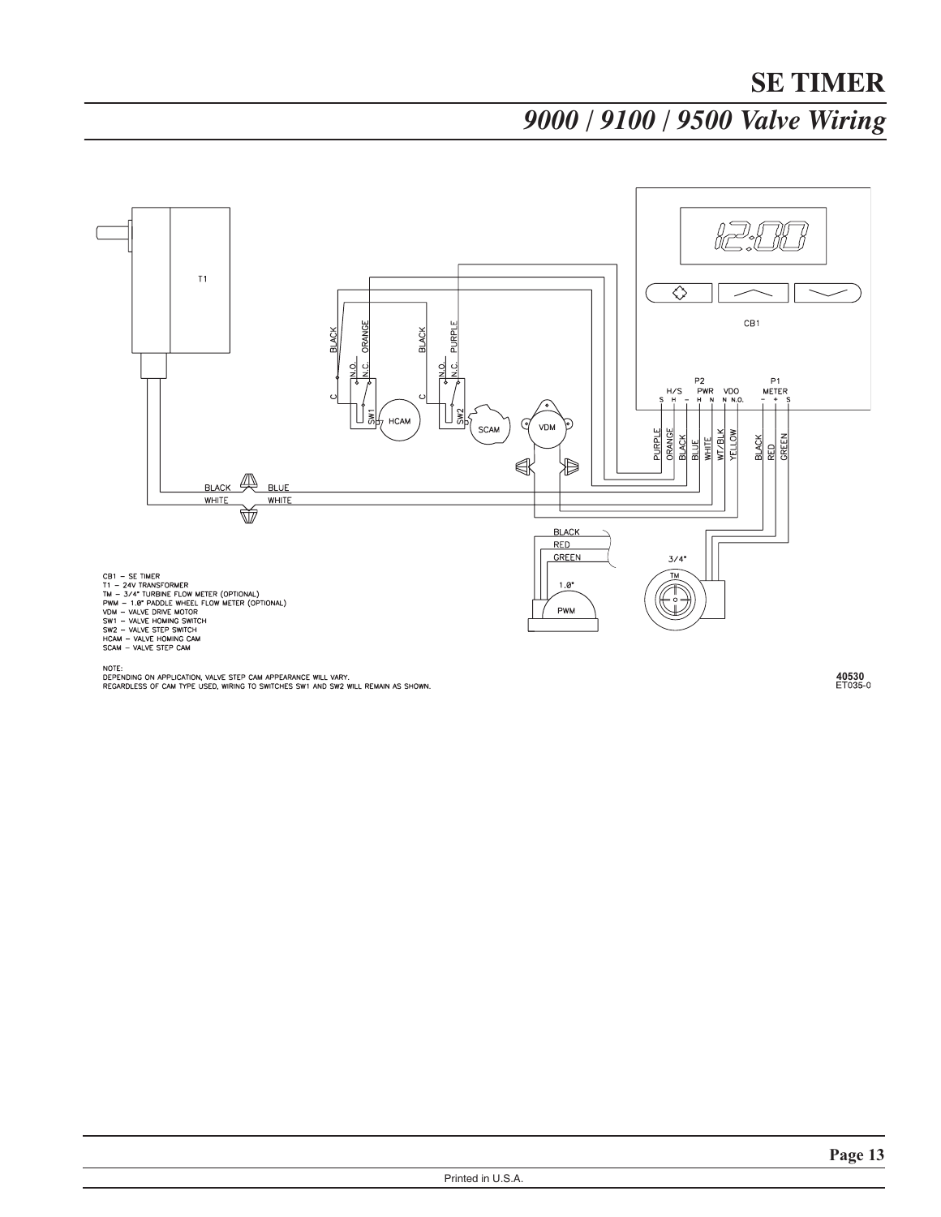# SE TIMER

## *9000 / 9100 / 9500 Valve Wiring*

CB1 – SE TIMER
T1 – 24V TRANSFORMER
TM – 3/4" TURBINE FLOW METER (OPTIONAL)
PWM – 1.0" PADDLE WHEEL FLOW METER (OPTIONAL)
VDM – VALVE DRIVE MOTOR
SW1 – VALVE HOMING SWITCH
SW2 – VALVE STEP SWITCH
HCAM – VALVE HOMING CAM
SCAM – VALVE STEP CAM

NOTE:
DEPENDING ON APPLICATION, VALVE STEP CAM APPEARANCE WILL VARY.
REGARDLESS OF CAM TYPE USED, WIRING TO SWITCHES SW1 AND SW2 WILL REMAIN AS SHOWN.

40530
ET035-0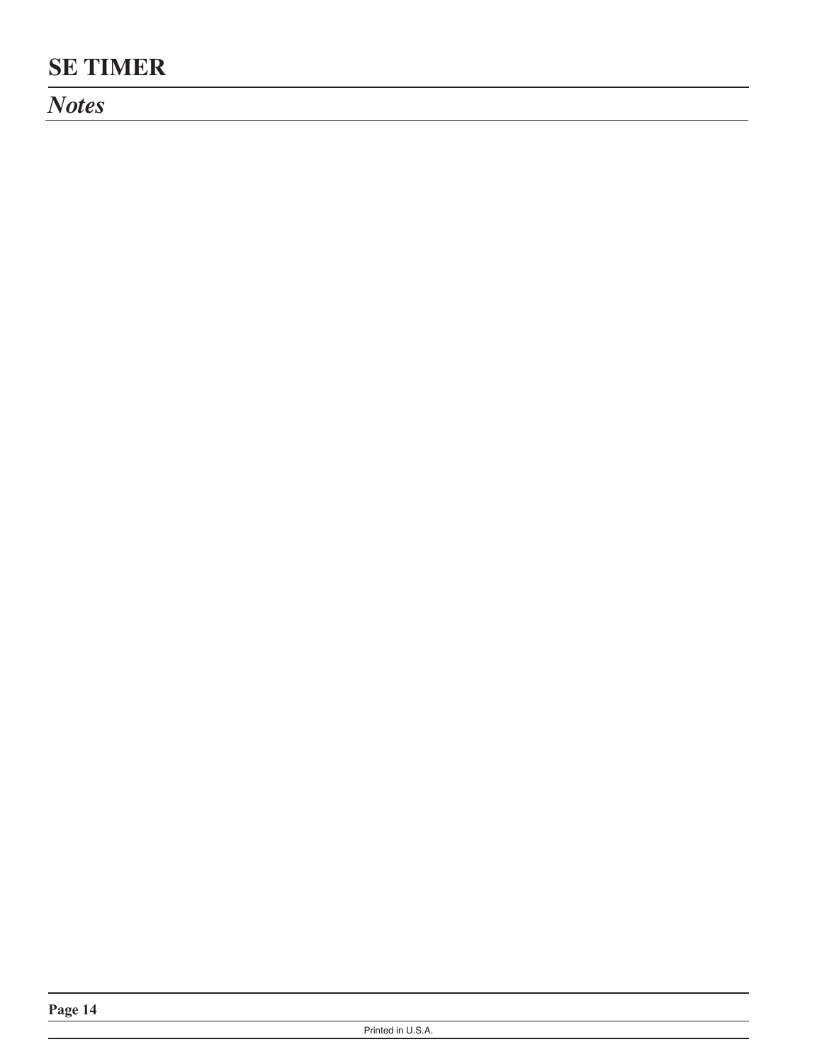## *Notes*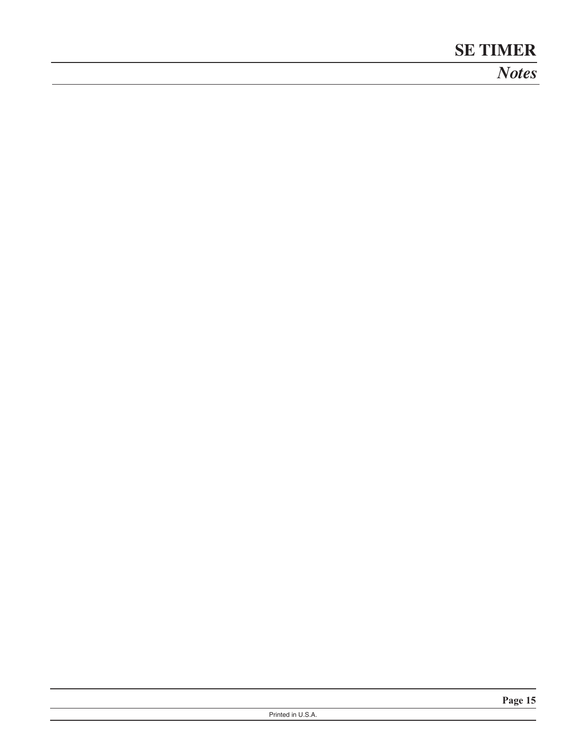## *Notes*

Printed in U.S.A.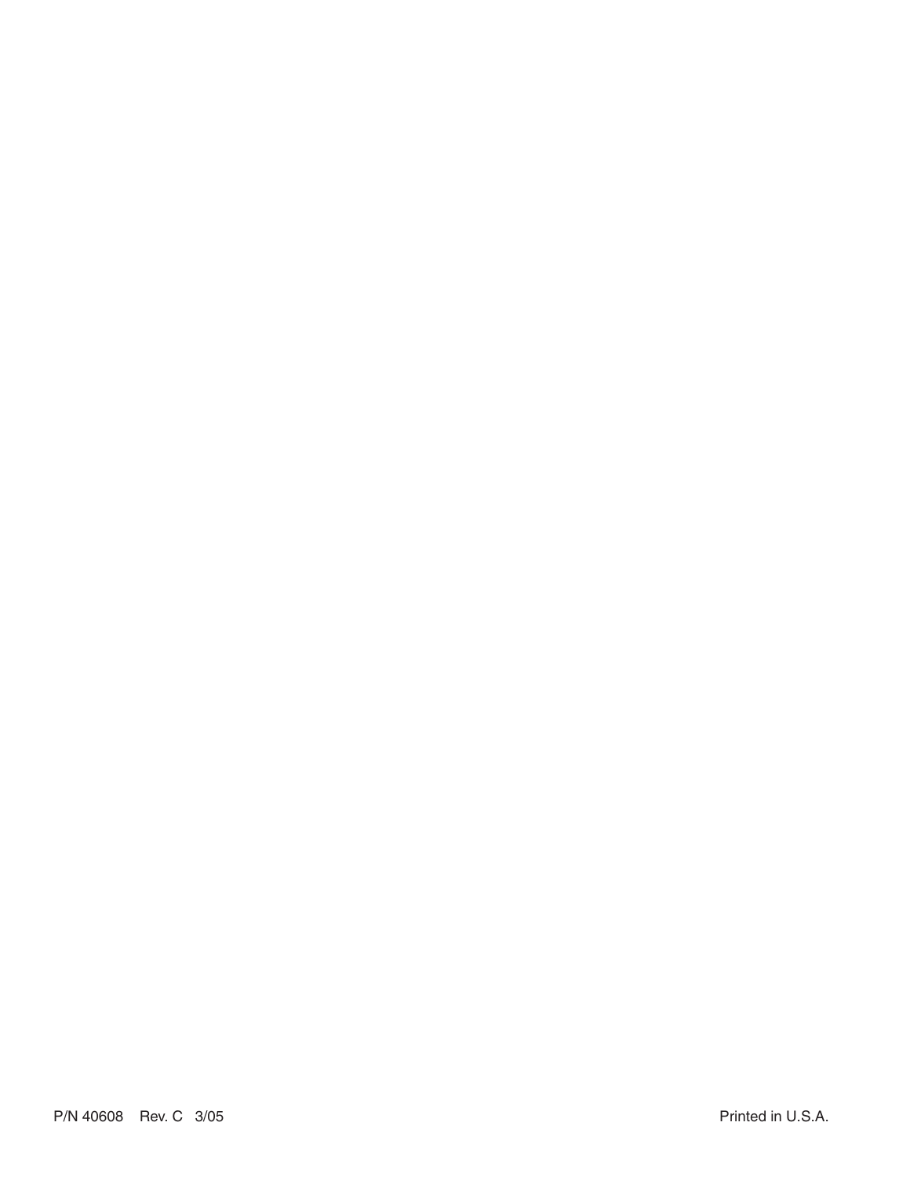P/N 40608 Rev. C 3/05

Printed in U.S.A.